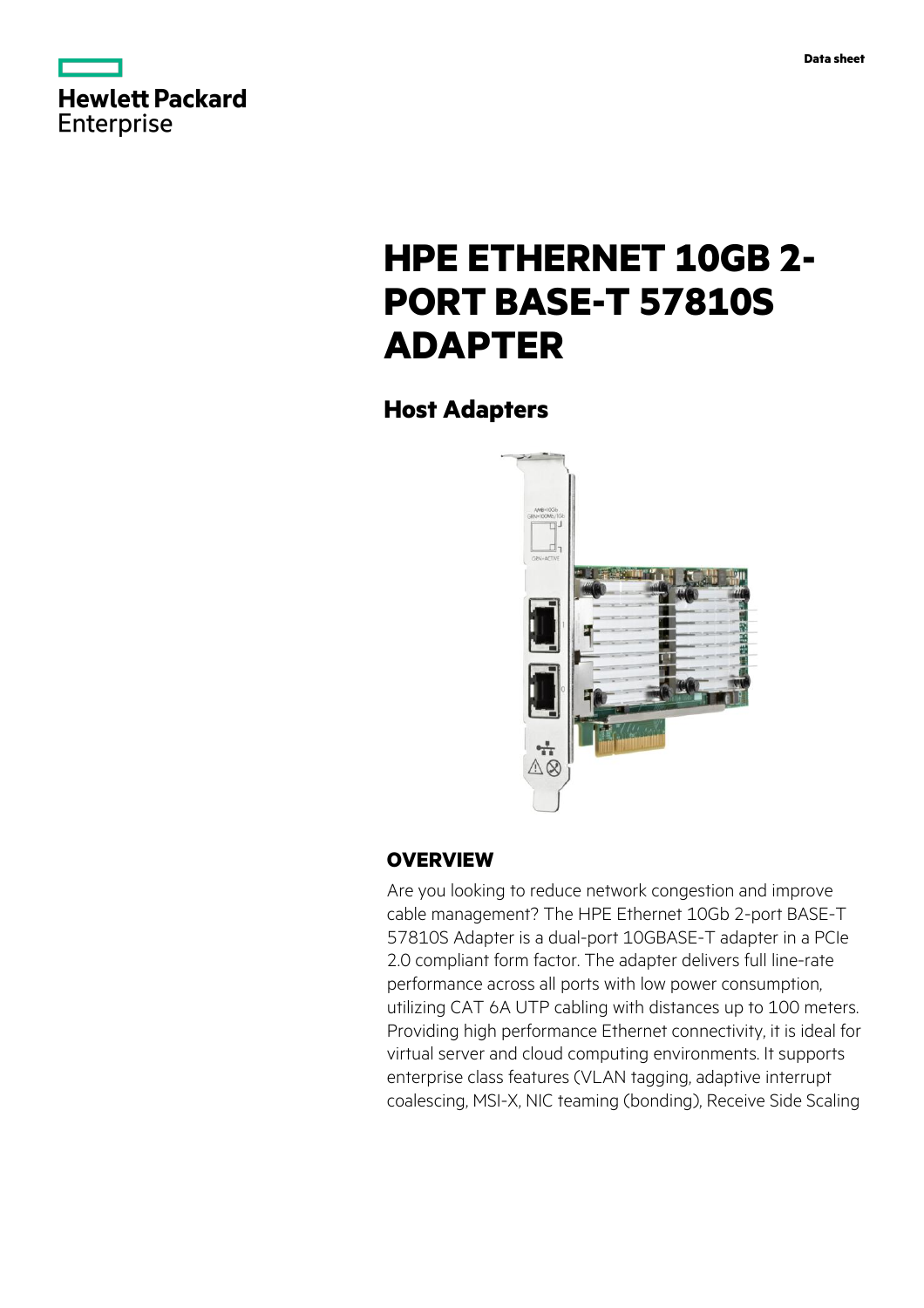Hewlett Packard Enterprise

Data sheet

# HPE ETHERNET 10GB 2-PORT BASE-T 57810S ADAPTER

## Host Adapters

## OVERVIEW

Are you looking to reduce network congestion and improve cable management? The HPE Ethernet 10Gb 2-port BASE-T 57810S Adapter is a dual-port 10GBASE-T adapter in a PCIe 2.0 compliant form factor. The adapter delivers full line-rate performance across all ports with low power consumption, utilizing CAT 6A UTP cabling with distances up to 100 meters. Providing high performance Ethernet connectivity, it is ideal for virtual server and cloud computing environments. It supports enterprise class features (VLAN tagging, adaptive interrupt coalescing, MSI-X, NIC teaming (bonding), Receive Side Scaling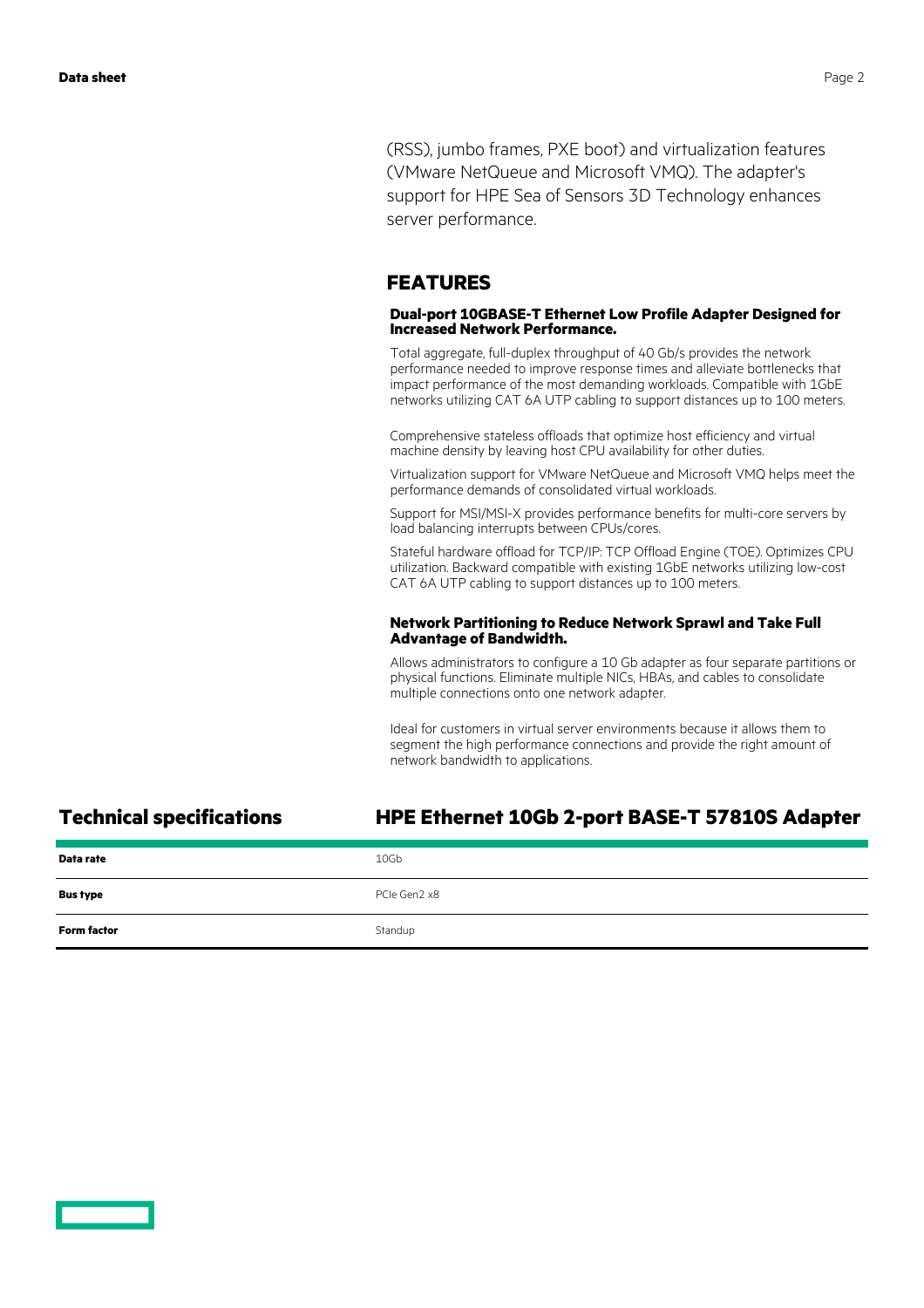(RSS), jumbo frames, PXE boot) and virtualization features (VMware NetQueue and Microsoft VMQ). The adapter's support for HPE Sea of Sensors 3D Technology enhances server performance.

## FEATURES

### Dual-port 10GBASE-T Ethernet Low Profile Adapter Designed for Increased Network Performance.

Total aggregate, full-duplex throughput of 40 Gb/s provides the network performance needed to improve response times and alleviate bottlenecks that impact performance of the most demanding workloads. Compatible with 1GbE networks utilizing CAT 6A UTP cabling to support distances up to 100 meters.

Comprehensive stateless offloads that optimize host efficiency and virtual machine density by leaving host CPU availability for other duties.

Virtualization support for VMware NetQueue and Microsoft VMQ helps meet the performance demands of consolidated virtual workloads.

Support for MSI/MSI-X provides performance benefits for multi-core servers by load balancing interrupts between CPUs/cores.

Stateful hardware offload for TCP/IP: TCP Offload Engine (TOE). Optimizes CPU utilization. Backward compatible with existing 1GbE networks utilizing low-cost CAT 6A UTP cabling to support distances up to 100 meters.

### Network Partitioning to Reduce Network Sprawl and Take Full Advantage of Bandwidth.

Allows administrators to configure a 10 Gb adapter as four separate partitions or physical functions. Eliminate multiple NICs, HBAs, and cables to consolidate multiple connections onto one network adapter.

Ideal for customers in virtual server environments because it allows them to segment the high performance connections and provide the right amount of network bandwidth to applications.

## Technical specifications

| | HPE Ethernet 10Gb 2-port BASE-T 57810S Adapter |
|---|---|
| **Data rate** | 10Gb |
| **Bus type** | PCIe Gen2 x8 |
| **Form factor** | Standup |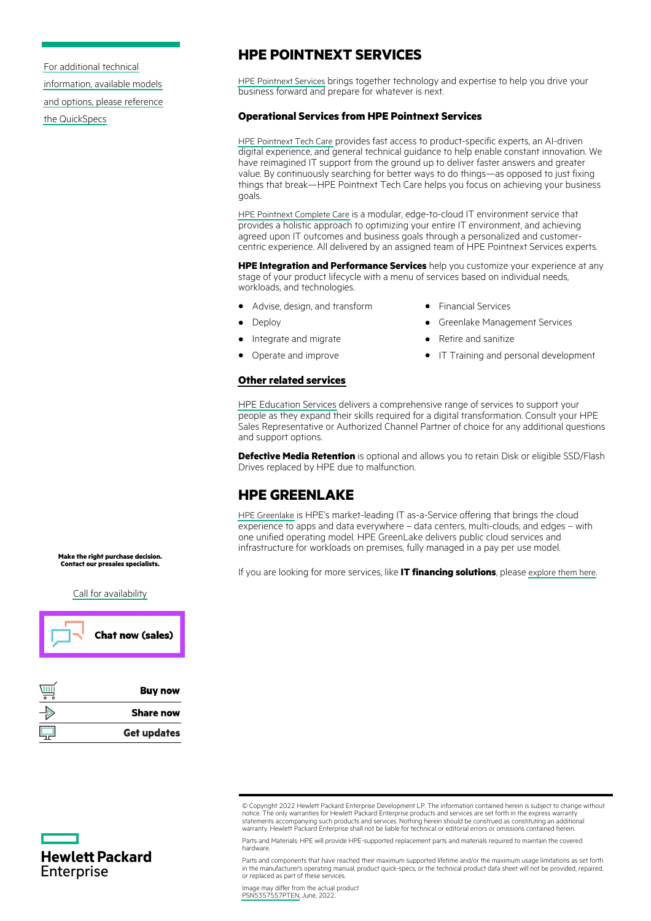For additional technical information, available models and options, please reference the QuickSpecs

# HPE POINTNEXT SERVICES

HPE Pointnext Services brings together technology and expertise to help you drive your business forward and prepare for whatever is next.

### Operational Services from HPE Pointnext Services

HPE Pointnext Tech Care provides fast access to product-specific experts, an AI-driven digital experience, and general technical guidance to help enable constant innovation. We have reimagined IT support from the ground up to deliver faster answers and greater value. By continuously searching for better ways to do things—as opposed to just fixing things that break—HPE Pointnext Tech Care helps you focus on achieving your business goals.

HPE Pointnext Complete Care is a modular, edge-to-cloud IT environment service that provides a holistic approach to optimizing your entire IT environment, and achieving agreed upon IT outcomes and business goals through a personalized and customer-centric experience. All delivered by an assigned team of HPE Pointnext Services experts.

**HPE Integration and Performance Services** help you customize your experience at any stage of your product lifecycle with a menu of services based on individual needs, workloads, and technologies.

- Advise, design, and transform
- Deploy
- Integrate and migrate
- Operate and improve
- Financial Services
- Greenlake Management Services
- Retire and sanitize
- IT Training and personal development

### Other related services

HPE Education Services delivers a comprehensive range of services to support your people as they expand their skills required for a digital transformation. Consult your HPE Sales Representative or Authorized Channel Partner of choice for any additional questions and support options.

**Defective Media Retention** is optional and allows you to retain Disk or eligible SSD/Flash Drives replaced by HPE due to malfunction.

# HPE GREENLAKE

HPE Greenlake is HPE's market-leading IT as-a-Service offering that brings the cloud experience to apps and data everywhere – data centers, multi-clouds, and edges – with one unified operating model. HPE GreenLake delivers public cloud services and infrastructure for workloads on premises, fully managed in a pay per use model.

If you are looking for more services, like **IT financing solutions**, please explore them here.

**Make the right purchase decision. Contact our presales specialists.**

Call for availability

**Chat now (sales)**

**Buy now**

**Share now**

**Get updates**

© Copyright 2022 Hewlett Packard Enterprise Development LP. The information contained herein is subject to change without notice. The only warranties for Hewlett Packard Enterprise products and services are set forth in the express warranty statements accompanying such products and services. Nothing herein should be construed as constituting an additional warranty. Hewlett Packard Enterprise shall not be liable for technical or editorial errors or omissions contained herein.

Parts and Materials: HPE will provide HPE-supported replacement parts and materials required to maintain the covered hardware.

Parts and components that have reached their maximum supported lifetime and/or the maximum usage limitations as set forth in the manufacturer's operating manual, product quick-specs, or the technical product data sheet will not be provided, repaired, or replaced as part of these services.

Image may differ from the actual product

PSN5357557PTEN, June, 2022.

**Hewlett Packard Enterprise**